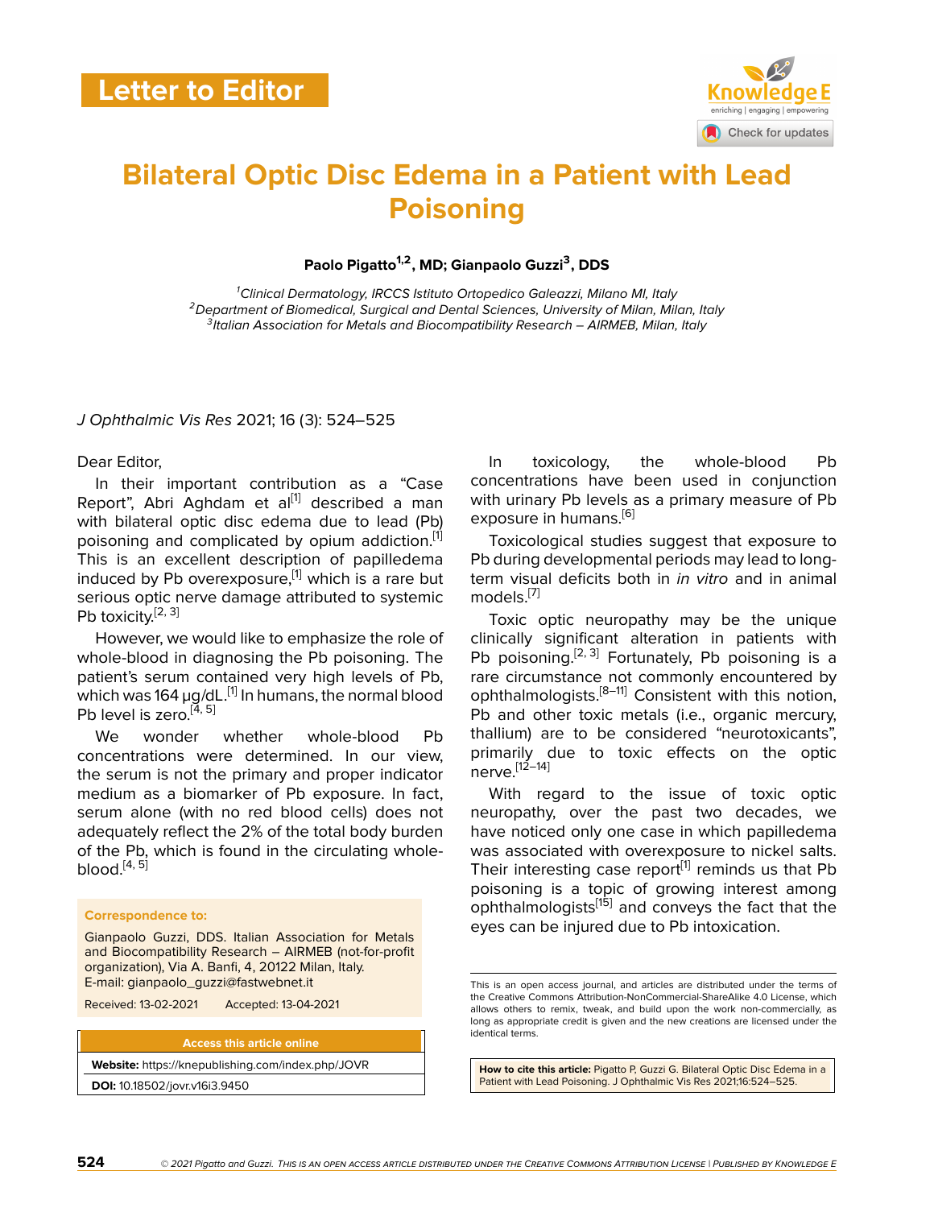Letter to Editor

# Bilateral Optic Disc Edema in a Patient with Lead Poisoning

**Paolo Pigatto[1,2], MD; Gianpaolo Guzzi[3], DDS**

[1]Clinical Dermatology, IRCCS Istituto Ortopedico Galeazzi, Milano MI, Italy
[2]Department of Biomedical, Surgical and Dental Sciences, University of Milan, Milan, Italy
[3]Italian Association for Metals and Biocompatibility Research – AIRMEB, Milan, Italy

*J Ophthalmic Vis Res* 2021; 16 (3): 524–525

Dear Editor,

In their important contribution as a "Case Report", Abri Aghdam et al[1] described a man with bilateral optic disc edema due to lead (Pb) poisoning and complicated by opium addiction.[1] This is an excellent description of papilledema induced by Pb overexposure,[1] which is a rare but serious optic nerve damage attributed to systemic Pb toxicity.[2, 3]

However, we would like to emphasize the role of whole-blood in diagnosing the Pb poisoning. The patient's serum contained very high levels of Pb, which was 164 µg/dL.[1] In humans, the normal blood Pb level is zero.[4, 5]

We wonder whether whole-blood Pb concentrations were determined. In our view, the serum is not the primary and proper indicator medium as a biomarker of Pb exposure. In fact, serum alone (with no red blood cells) does not adequately reflect the 2% of the total body burden of the Pb, which is found in the circulating whole-blood.[4, 5]

In toxicology, the whole-blood Pb concentrations have been used in conjunction with urinary Pb levels as a primary measure of Pb exposure in humans.[6]

Toxicological studies suggest that exposure to Pb during developmental periods may lead to long-term visual deficits both in *in vitro* and in animal models.[7]

Toxic optic neuropathy may be the unique clinically significant alteration in patients with Pb poisoning.[2, 3] Fortunately, Pb poisoning is a rare circumstance not commonly encountered by ophthalmologists.[8–11] Consistent with this notion, Pb and other toxic metals (i.e., organic mercury, thallium) are to be considered "neurotoxicants", primarily due to toxic effects on the optic nerve.[12–14]

With regard to the issue of toxic optic neuropathy, over the past two decades, we have noticed only one case in which papilledema was associated with overexposure to nickel salts. Their interesting case report[1] reminds us that Pb poisoning is a topic of growing interest among ophthalmologists[15] and conveys the fact that the eyes can be injured due to Pb intoxication.

**Correspondence to:**

Gianpaolo Guzzi, DDS. Italian Association for Metals and Biocompatibility Research – AIRMEB (not-for-profit organization), Via A. Banfi, 4, 20122 Milan, Italy.
E-mail: gianpaolo_guzzi@fastwebnet.it

Received: 13-02-2021 Accepted: 13-04-2021

**Access this article online**

**Website:** https://knepublishing.com/index.php/JOVR

**DOI:** 10.18502/jovr.v16i3.9450

This is an open access journal, and articles are distributed under the terms of the Creative Commons Attribution-NonCommercial-ShareAlike 4.0 License, which allows others to remix, tweak, and build upon the work non-commercially, as long as appropriate credit is given and the new creations are licensed under the identical terms.

**How to cite this article:** Pigatto P, Guzzi G. Bilateral Optic Disc Edema in a Patient with Lead Poisoning. J Ophthalmic Vis Res 2021;16:524–525.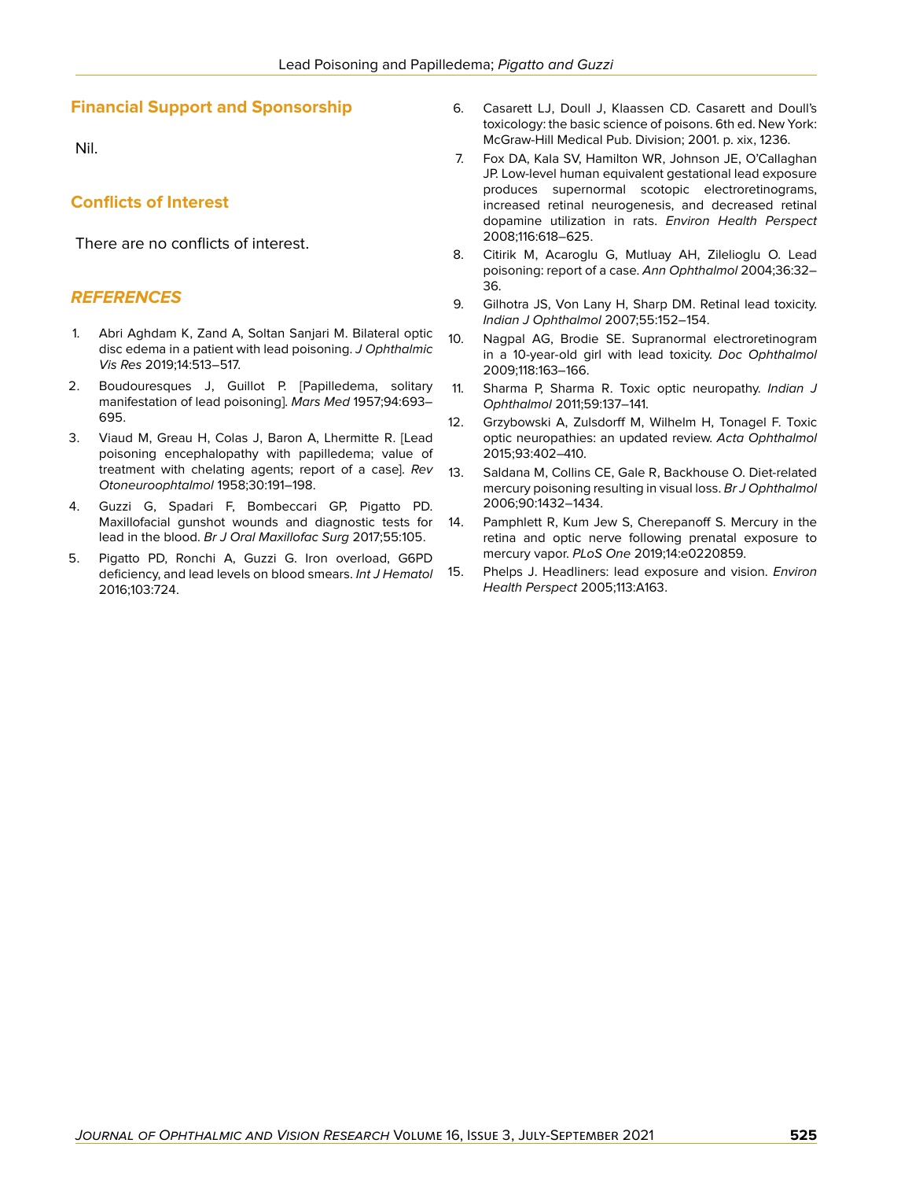## Financial Support and Sponsorship

Nil.

## Conflicts of Interest

There are no conflicts of interest.

## *REFERENCES*

1. Abri Aghdam K, Zand A, Soltan Sanjari M. Bilateral optic disc edema in a patient with lead poisoning. *J Ophthalmic Vis Res* 2019;14:513–517.
2. Boudouresques J, Guillot P. [Papilledema, solitary manifestation of lead poisoning]. *Mars Med* 1957;94:693–695.
3. Viaud M, Greau H, Colas J, Baron A, Lhermitte R. [Lead poisoning encephalopathy with papilledema; value of treatment with chelating agents; report of a case]. *Rev Otoneuroophtalmol* 1958;30:191–198.
4. Guzzi G, Spadari F, Bombeccari GP, Pigatto PD. Maxillofacial gunshot wounds and diagnostic tests for lead in the blood. *Br J Oral Maxillofac Surg* 2017;55:105.
5. Pigatto PD, Ronchi A, Guzzi G. Iron overload, G6PD deficiency, and lead levels on blood smears. *Int J Hematol* 2016;103:724.
6. Casarett LJ, Doull J, Klaassen CD. Casarett and Doull's toxicology: the basic science of poisons. 6th ed. New York: McGraw-Hill Medical Pub. Division; 2001. p. xix, 1236.
7. Fox DA, Kala SV, Hamilton WR, Johnson JE, O'Callaghan JP. Low-level human equivalent gestational lead exposure produces supernormal scotopic electroretinograms, increased retinal neurogenesis, and decreased retinal dopamine utilization in rats. *Environ Health Perspect* 2008;116:618–625.
8. Citirik M, Acaroglu G, Mutluay AH, Zilelioglu O. Lead poisoning: report of a case. *Ann Ophthalmol* 2004;36:32–36.
9. Gilhotra JS, Von Lany H, Sharp DM. Retinal lead toxicity. *Indian J Ophthalmol* 2007;55:152–154.
10. Nagpal AG, Brodie SE. Supranormal electroretinogram in a 10-year-old girl with lead toxicity. *Doc Ophthalmol* 2009;118:163–166.
11. Sharma P, Sharma R. Toxic optic neuropathy. *Indian J Ophthalmol* 2011;59:137–141.
12. Grzybowski A, Zulsdorff M, Wilhelm H, Tonagel F. Toxic optic neuropathies: an updated review. *Acta Ophthalmol* 2015;93:402–410.
13. Saldana M, Collins CE, Gale R, Backhouse O. Diet-related mercury poisoning resulting in visual loss. *Br J Ophthalmol* 2006;90:1432–1434.
14. Pamphlett R, Kum Jew S, Cherepanoff S. Mercury in the retina and optic nerve following prenatal exposure to mercury vapor. *PLoS One* 2019;14:e0220859.
15. Phelps J. Headliners: lead exposure and vision. *Environ Health Perspect* 2005;113:A163.